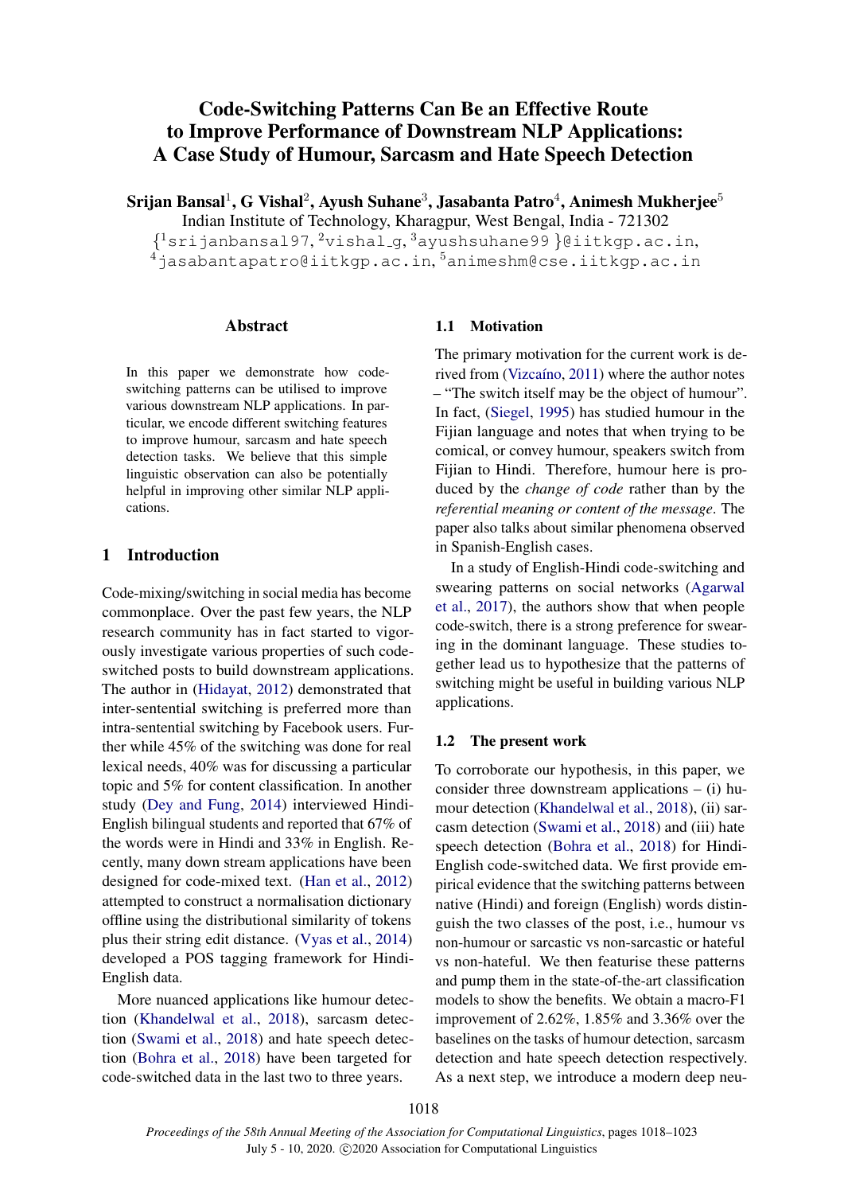# Code-Switching Patterns Can Be an Effective Route to Improve Performance of Downstream NLP Applications: A Case Study of Humour, Sarcasm and Hate Speech Detection

**Srijan Bansal**[1], **G Vishal**[2], **Ayush Suhane**[3], **Jasabanta Patro**[4], **Animesh Mukherjee**[5]

Indian Institute of Technology, Kharagpur, West Bengal, India - 721302

{[1]srijanbansal97, [2]vishal_g, [3]ayushsuhane99 }@iitkgp.ac.in, [4]jasabantapatro@iitkgp.ac.in, [5]animeshm@cse.iitkgp.ac.in

## Abstract

In this paper we demonstrate how code-switching patterns can be utilised to improve various downstream NLP applications. In particular, we encode different switching features to improve humour, sarcasm and hate speech detection tasks. We believe that this simple linguistic observation can also be potentially helpful in improving other similar NLP applications.

## 1 Introduction

Code-mixing/switching in social media has become commonplace. Over the past few years, the NLP research community has in fact started to vigorously investigate various properties of such code-switched posts to build downstream applications. The author in (Hidayat, 2012) demonstrated that inter-sentential switching is preferred more than intra-sentential switching by Facebook users. Further while 45% of the switching was done for real lexical needs, 40% was for discussing a particular topic and 5% for content classification. In another study (Dey and Fung, 2014) interviewed Hindi-English bilingual students and reported that 67% of the words were in Hindi and 33% in English. Recently, many down stream applications have been designed for code-mixed text. (Han et al., 2012) attempted to construct a normalisation dictionary offline using the distributional similarity of tokens plus their string edit distance. (Vyas et al., 2014) developed a POS tagging framework for Hindi-English data.

More nuanced applications like humour detection (Khandelwal et al., 2018), sarcasm detection (Swami et al., 2018) and hate speech detection (Bohra et al., 2018) have been targeted for code-switched data in the last two to three years.

### 1.1 Motivation

The primary motivation for the current work is derived from (Vizcaíno, 2011) where the author notes – "The switch itself may be the object of humour". In fact, (Siegel, 1995) has studied humour in the Fijian language and notes that when trying to be comical, or convey humour, speakers switch from Fijian to Hindi. Therefore, humour here is produced by the *change of code* rather than by the *referential meaning or content of the message*. The paper also talks about similar phenomena observed in Spanish-English cases.

In a study of English-Hindi code-switching and swearing patterns on social networks (Agarwal et al., 2017), the authors show that when people code-switch, there is a strong preference for swearing in the dominant language. These studies together lead us to hypothesize that the patterns of switching might be useful in building various NLP applications.

### 1.2 The present work

To corroborate our hypothesis, in this paper, we consider three downstream applications – (i) humour detection (Khandelwal et al., 2018), (ii) sarcasm detection (Swami et al., 2018) and (iii) hate speech detection (Bohra et al., 2018) for Hindi-English code-switched data. We first provide empirical evidence that the switching patterns between native (Hindi) and foreign (English) words distinguish the two classes of the post, i.e., humour vs non-humour or sarcastic vs non-sarcastic or hateful vs non-hateful. We then featurise these patterns and pump them in the state-of-the-art classification models to show the benefits. We obtain a macro-F1 improvement of 2.62%, 1.85% and 3.36% over the baselines on the tasks of humour detection, sarcasm detection and hate speech detection respectively. As a next step, we introduce a modern deep neu-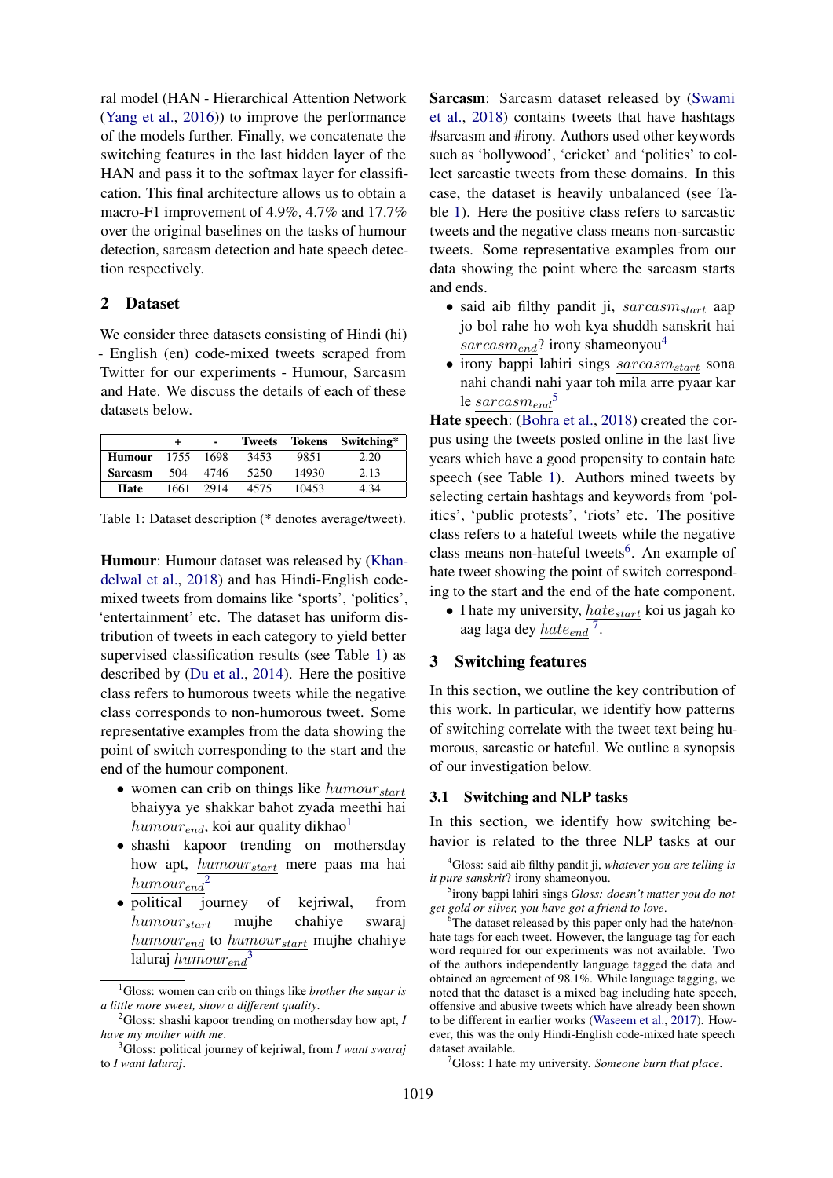ral model (HAN - Hierarchical Attention Network (Yang et al., 2016)) to improve the performance of the models further. Finally, we concatenate the switching features in the last hidden layer of the HAN and pass it to the softmax layer for classification. This final architecture allows us to obtain a macro-F1 improvement of 4.9%, 4.7% and 17.7% over the original baselines on the tasks of humour detection, sarcasm detection and hate speech detection respectively.

## 2 Dataset

We consider three datasets consisting of Hindi (hi) - English (en) code-mixed tweets scraped from Twitter for our experiments - Humour, Sarcasm and Hate. We discuss the details of each of these datasets below.

| | + | - | Tweets | Tokens | Switching* |
|---|---|---|---|---|---|
| **Humour** | 1755 | 1698 | 3453 | 9851 | 2.20 |
| **Sarcasm** | 504 | 4746 | 5250 | 14930 | 2.13 |
| **Hate** | 1661 | 2914 | 4575 | 10453 | 4.34 |

Table 1: Dataset description (* denotes average/tweet).

**Humour**: Humour dataset was released by (Khandelwal et al., 2018) and has Hindi-English code-mixed tweets from domains like 'sports', 'politics', 'entertainment' etc. The dataset has uniform distribution of tweets in each category to yield better supervised classification results (see Table 1) as described by (Du et al., 2014). Here the positive class refers to humorous tweets while the negative class corresponds to non-humorous tweet. Some representative examples from the data showing the point of switch corresponding to the start and the end of the humour component.

- women can crib on things like $\underline{humour_{start}}$ bhaiyya ye shakkar bahot zyada meethi hai $\underline{humour_{end}}$, koi aur quality dikhao[1]
- shashi kapoor trending on mothersday how apt, $\underline{humour_{start}}$ mere paas ma hai $\underline{humour_{end}}$[2]
- political journey of kejriwal, from $\underline{humour_{start}}$ mujhe chahiye swaraj $\underline{humour_{end}}$ to $\underline{humour_{start}}$ mujhe chahiye laluraj $\underline{humour_{end}}$[3]

**Sarcasm**: Sarcasm dataset released by (Swami et al., 2018) contains tweets that have hashtags #sarcasm and #irony. Authors used other keywords such as 'bollywood', 'cricket' and 'politics' to collect sarcastic tweets from these domains. In this case, the dataset is heavily unbalanced (see Table 1). Here the positive class refers to sarcastic tweets and the negative class means non-sarcastic tweets. Some representative examples from our data showing the point where the sarcasm starts and ends.

- said aib filthy pandit ji, $\underline{sarcasm_{start}}$ aap jo bol rahe ho woh kya shuddh sanskrit hai $\underline{sarcasm_{end}}$? irony shameonyou[4]
- irony bappi lahiri sings $\underline{sarcasm_{start}}$ sona nahi chandi nahi yaar toh mila arre pyaar kar le $\underline{sarcasm_{end}}$[5]

**Hate speech**: (Bohra et al., 2018) created the corpus using the tweets posted online in the last five years which have a good propensity to contain hate speech (see Table 1). Authors mined tweets by selecting certain hashtags and keywords from 'politics', 'public protests', 'riots' etc. The positive class refers to a hateful tweets while the negative class means non-hateful tweets[6]. An example of hate tweet showing the point of switch corresponding to the start and the end of the hate component.

- I hate my university, $\underline{hate_{start}}$ koi us jagah ko aag laga dey $\underline{hate_{end}}$ [7].

## 3 Switching features

In this section, we outline the key contribution of this work. In particular, we identify how patterns of switching correlate with the tweet text being humorous, sarcastic or hateful. We outline a synopsis of our investigation below.

### 3.1 Switching and NLP tasks

In this section, we identify how switching behavior is related to the three NLP tasks at our

[1] Gloss: women can crib on things like *brother the sugar is a little more sweet, show a different quality*.

[2] Gloss: shashi kapoor trending on mothersday how apt, *I have my mother with me*.

[3] Gloss: political journey of kejriwal, from *I want swaraj* to *I want laluraj*.

[4] Gloss: said aib filthy pandit ji, *whatever you are telling is it pure sanskrit*? irony shameonyou.

[5] irony bappi lahiri sings *Gloss: doesn't matter you do not get gold or silver, you have got a friend to love*.

[6] The dataset released by this paper only had the hate/non-hate tags for each tweet. However, the language tag for each word required for our experiments was not available. Two of the authors independently language tagged the data and obtained an agreement of 98.1%. While language tagging, we noted that the dataset is a mixed bag including hate speech, offensive and abusive tweets which have already been shown to be different in earlier works (Waseem et al., 2017). However, this was the only Hindi-English code-mixed hate speech dataset available.

[7] Gloss: I hate my university. *Someone burn that place*.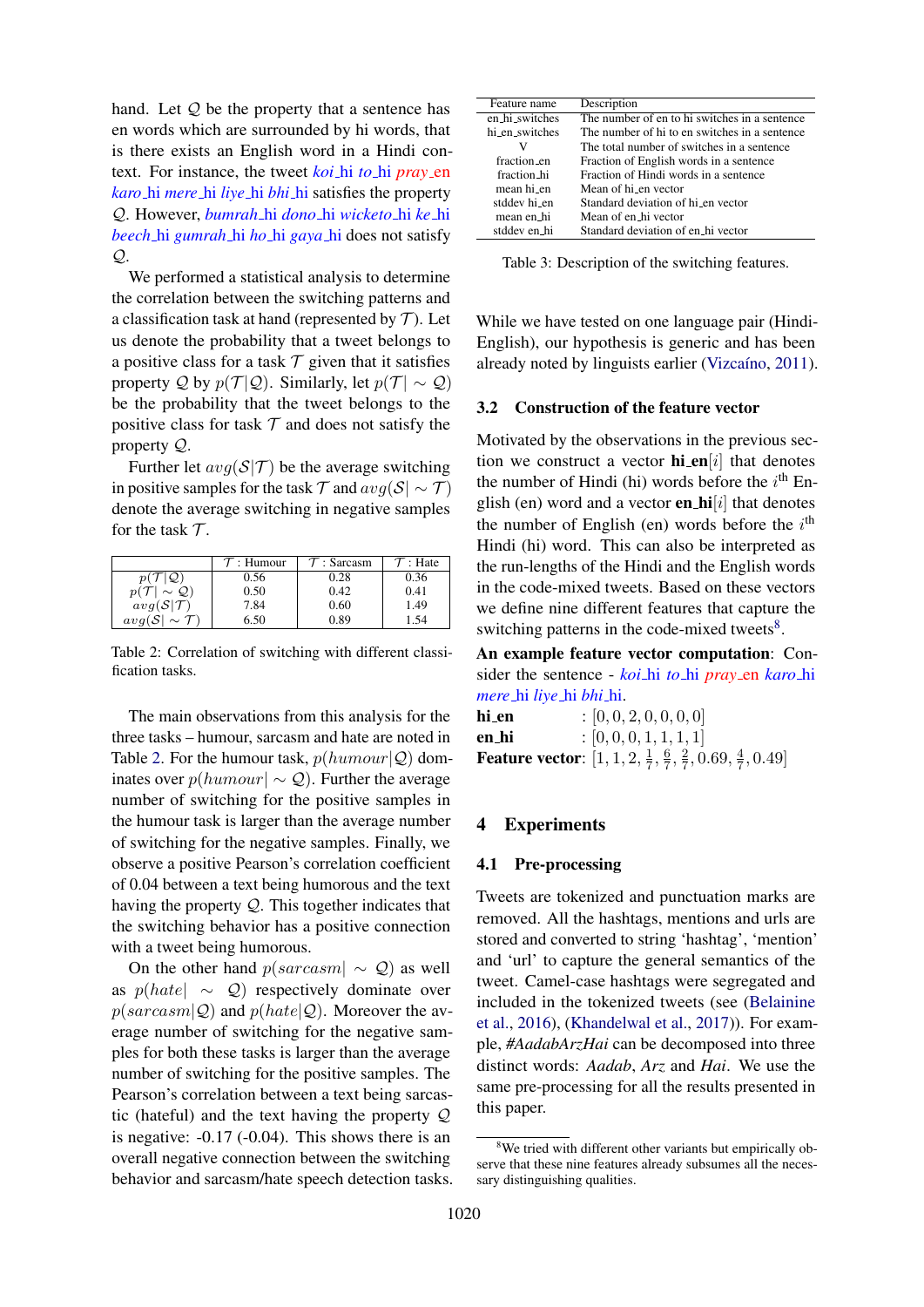hand. Let $\mathcal{Q}$ be the property that a sentence has en words which are surrounded by hi words, that is there exists an English word in a Hindi context. For instance, the tweet *koi*_hi *to*_hi *pray*_en *karo*_hi *mere*_hi *liye*_hi *bhi*_hi satisfies the property $\mathcal{Q}$. However, *bumrah*_hi *dono*_hi *wicketo*_hi *ke*_hi *beech*_hi *gumrah*_hi *ho*_hi *gaya*_hi does not satisfy $\mathcal{Q}$.

We performed a statistical analysis to determine the correlation between the switching patterns and a classification task at hand (represented by $\mathcal{T}$). Let us denote the probability that a tweet belongs to a positive class for a task $\mathcal{T}$ given that it satisfies property $\mathcal{Q}$ by $p(\mathcal{T}|\mathcal{Q})$. Similarly, let $p(\mathcal{T}| \sim \mathcal{Q})$ be the probability that the tweet belongs to the positive class for task $\mathcal{T}$ and does not satisfy the property $\mathcal{Q}$.

Further let $avg(\mathcal{S}|\mathcal{T})$ be the average switching in positive samples for the task $\mathcal{T}$ and $avg(\mathcal{S}| \sim \mathcal{T})$ denote the average switching in negative samples for the task $\mathcal{T}$.

| | $\mathcal{T}$ : Humour | $\mathcal{T}$ : Sarcasm | $\mathcal{T}$ : Hate |
|---|---|---|---|
| $p(\mathcal{T}\|\mathcal{Q})$ | 0.56 | 0.28 | 0.36 |
| $p(\mathcal{T}\| \sim \mathcal{Q})$ | 0.50 | 0.42 | 0.41 |
| $avg(\mathcal{S}\|\mathcal{T})$ | 7.84 | 0.60 | 1.49 |
| $avg(\mathcal{S}\| \sim \mathcal{T})$ | 6.50 | 0.89 | 1.54 |

Table 2: Correlation of switching with different classification tasks.

The main observations from this analysis for the three tasks – humour, sarcasm and hate are noted in Table 2. For the humour task, $p(humour|\mathcal{Q})$ dominates over $p(humour| \sim \mathcal{Q})$. Further the average number of switching for the positive samples in the humour task is larger than the average number of switching for the negative samples. Finally, we observe a positive Pearson's correlation coefficient of 0.04 between a text being humorous and the text having the property $\mathcal{Q}$. This together indicates that the switching behavior has a positive connection with a tweet being humorous.

On the other hand $p(sarcasm| \sim \mathcal{Q})$ as well as $p(hate| \sim \mathcal{Q})$ respectively dominate over $p(sarcasm|\mathcal{Q})$ and $p(hate|\mathcal{Q})$. Moreover the average number of switching for the negative samples for both these tasks is larger than the average number of switching for the positive samples. The Pearson's correlation between a text being sarcastic (hateful) and the text having the property $\mathcal{Q}$ is negative: -0.17 (-0.04). This shows there is an overall negative connection between the switching behavior and sarcasm/hate speech detection tasks.

| Feature name | Description |
|---|---|
| en_hi_switches | The number of en to hi switches in a sentence |
| hi_en_switches | The number of hi to en switches in a sentence |
| V | The total number of switches in a sentence |
| fraction_en | Fraction of English words in a sentence |
| fraction_hi | Fraction of Hindi words in a sentence |
| mean hi_en | Mean of hi_en vector |
| stddev hi_en | Standard deviation of hi_en vector |
| mean en_hi | Mean of en_hi vector |
| stddev en_hi | Standard deviation of en_hi vector |

Table 3: Description of the switching features.

While we have tested on one language pair (Hindi-English), our hypothesis is generic and has been already noted by linguists earlier (Vizcaíno, 2011).

### 3.2 Construction of the feature vector

Motivated by the observations in the previous section we construct a vector **hi_en**$[i]$ that denotes the number of Hindi (hi) words before the $i^{\text{th}}$ English (en) word and a vector **en_hi**$[i]$ that denotes the number of English (en) words before the $i^{\text{th}}$ Hindi (hi) word. This can also be interpreted as the run-lengths of the Hindi and the English words in the code-mixed tweets. Based on these vectors we define nine different features that capture the switching patterns in the code-mixed tweets[8].

**An example feature vector computation**: Consider the sentence - *koi*_hi *to*_hi *pray*_en *karo*_hi *mere*_hi *liye*_hi *bhi*_hi.

**hi_en** : $[0, 0, 2, 0, 0, 0, 0]$
**en_hi** : $[0, 0, 0, 1, 1, 1, 1]$
**Feature vector**: $[1, 1, 2, \frac{1}{7}, \frac{6}{7}, \frac{2}{7}, 0.69, \frac{4}{7}, 0.49]$

## 4 Experiments

### 4.1 Pre-processing

Tweets are tokenized and punctuation marks are removed. All the hashtags, mentions and urls are stored and converted to string 'hashtag', 'mention' and 'url' to capture the general semantics of the tweet. Camel-case hashtags were segregated and included in the tokenized tweets (see (Belainine et al., 2016), (Khandelwal et al., 2017)). For example, *#AadabArzHai* can be decomposed into three distinct words: *Aadab*, *Arz* and *Hai*. We use the same pre-processing for all the results presented in this paper.

[8] We tried with different other variants but empirically observe that these nine features already subsumes all the necessary distinguishing qualities.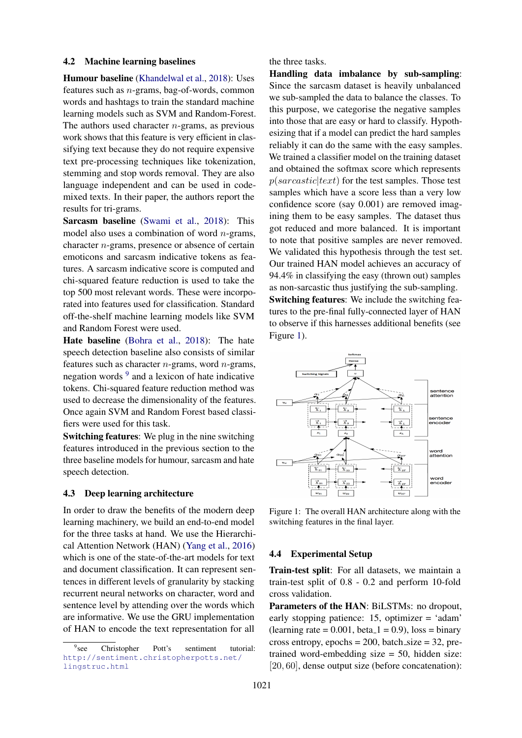### 4.2 Machine learning baselines

**Humour baseline** (Khandelwal et al., 2018): Uses features such as $n$-grams, bag-of-words, common words and hashtags to train the standard machine learning models such as SVM and Random-Forest. The authors used character $n$-grams, as previous work shows that this feature is very efficient in classifying text because they do not require expensive text pre-processing techniques like tokenization, stemming and stop words removal. They are also language independent and can be used in code-mixed texts. In their paper, the authors report the results for tri-grams.

**Sarcasm baseline** (Swami et al., 2018): This model also uses a combination of word $n$-grams, character $n$-grams, presence or absence of certain emoticons and sarcasm indicative tokens as features. A sarcasm indicative score is computed and chi-squared feature reduction is used to take the top 500 most relevant words. These were incorporated into features used for classification. Standard off-the-shelf machine learning models like SVM and Random Forest were used.

**Hate baseline** (Bohra et al., 2018): The hate speech detection baseline also consists of similar features such as character $n$-grams, word $n$-grams, negation words [9] and a lexicon of hate indicative tokens. Chi-squared feature reduction method was used to decrease the dimensionality of the features. Once again SVM and Random Forest based classifiers were used for this task.

**Switching features**: We plug in the nine switching features introduced in the previous section to the three baseline models for humour, sarcasm and hate speech detection.

### 4.3 Deep learning architecture

In order to draw the benefits of the modern deep learning machinery, we build an end-to-end model for the three tasks at hand. We use the Hierarchical Attention Network (HAN) (Yang et al., 2016) which is one of the state-of-the-art models for text and document classification. It can represent sentences in different levels of granularity by stacking recurrent neural networks on character, word and sentence level by attending over the words which are informative. We use the GRU implementation of HAN to encode the text representation for all the three tasks.

**Handling data imbalance by sub-sampling**: Since the sarcasm dataset is heavily unbalanced we sub-sampled the data to balance the classes. To this purpose, we categorise the negative samples into those that are easy or hard to classify. Hypothesizing that if a model can predict the hard samples reliably it can do the same with the easy samples. We trained a classifier model on the training dataset and obtained the softmax score which represents $p(sarcastic|text)$ for the test samples. Those test samples which have a score less than a very low confidence score (say 0.001) are removed imagining them to be easy samples. The dataset thus got reduced and more balanced. It is important to note that positive samples are never removed. We validated this hypothesis through the test set. Our trained HAN model achieves an accuracy of 94.4% in classifying the easy (thrown out) samples as non-sarcastic thus justifying the sub-sampling.

**Switching features**: We include the switching features to the pre-final fully-connected layer of HAN to observe if this harnesses additional benefits (see Figure 1).

Figure 1: The overall HAN architecture along with the switching features in the final layer.

### 4.4 Experimental Setup

**Train-test split**: For all datasets, we maintain a train-test split of 0.8 - 0.2 and perform 10-fold cross validation.

**Parameters of the HAN**: BiLSTMs: no dropout, early stopping patience: 15, optimizer = 'adam' (learning rate = 0.001, beta_1 = 0.9), loss = binary cross entropy, epochs = 200, batch_size = 32, pre-trained word-embedding size = 50, hidden size: $[20, 60]$, dense output size (before concatenation):

[9] see Christopher Pott's sentiment tutorial: http://sentiment.christopherpotts.net/lingstruc.html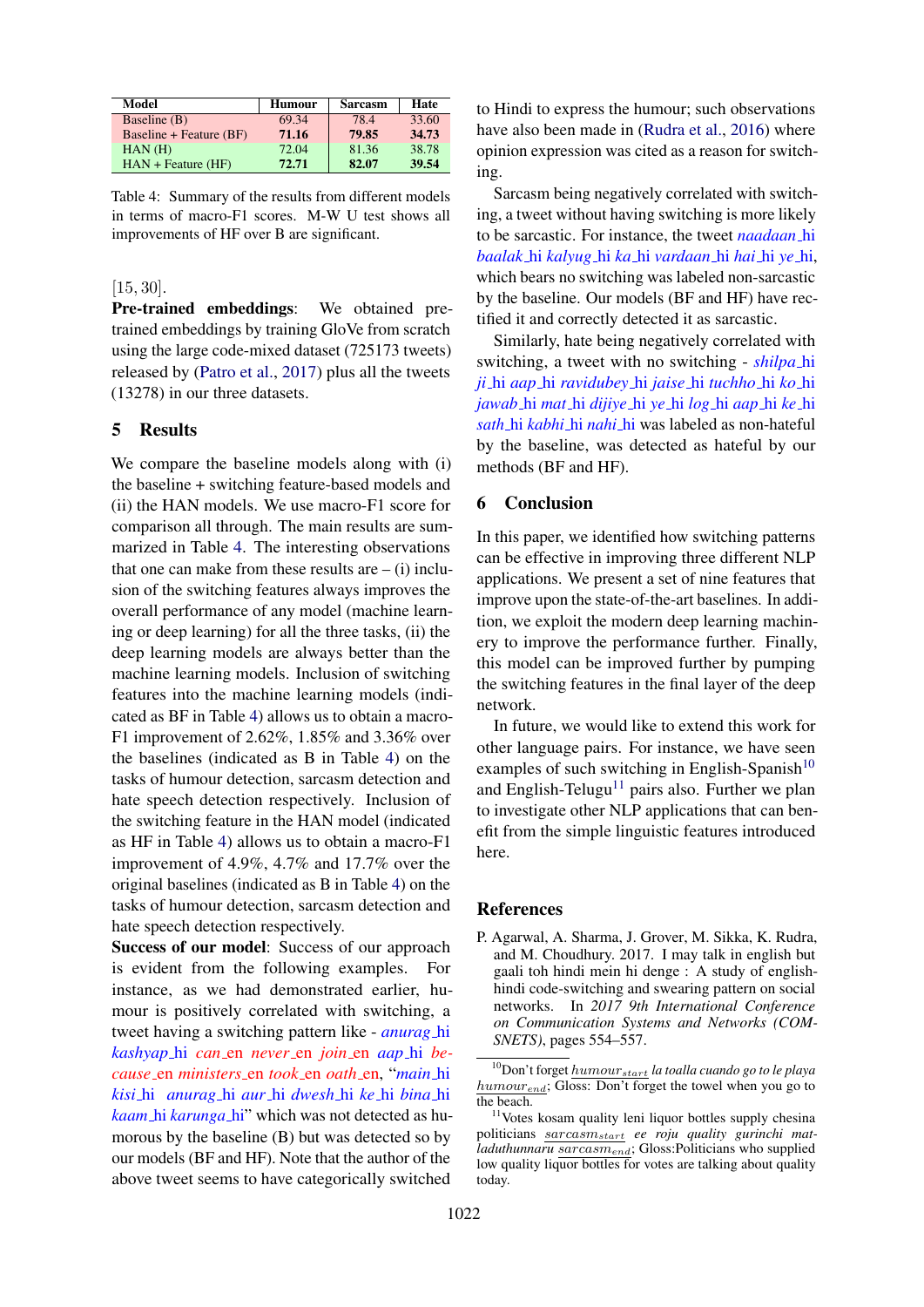| Model | Humour | Sarcasm | Hate |
|---|---|---|---|
| Baseline (B) | 69.34 | 78.4 | 33.60 |
| Baseline + Feature (BF) | **71.16** | **79.85** | **34.73** |
| HAN (H) | 72.04 | 81.36 | 38.78 |
| HAN + Feature (HF) | **72.71** | **82.07** | **39.54** |

Table 4: Summary of the results from different models in terms of macro-F1 scores. M-W U test shows all improvements of HF over B are significant.

[15, 30].

**Pre-trained embeddings**: We obtained pre-trained embeddings by training GloVe from scratch using the large code-mixed dataset (725173 tweets) released by (Patro et al., 2017) plus all the tweets (13278) in our three datasets.

## 5 Results

We compare the baseline models along with (i) the baseline + switching feature-based models and (ii) the HAN models. We use macro-F1 score for comparison all through. The main results are summarized in Table 4. The interesting observations that one can make from these results are – (i) inclusion of the switching features always improves the overall performance of any model (machine learning or deep learning) for all the three tasks, (ii) the deep learning models are always better than the machine learning models. Inclusion of switching features into the machine learning models (indicated as BF in Table 4) allows us to obtain a macro-F1 improvement of 2.62%, 1.85% and 3.36% over the baselines (indicated as B in Table 4) on the tasks of humour detection, sarcasm detection and hate speech detection respectively. Inclusion of the switching feature in the HAN model (indicated as HF in Table 4) allows us to obtain a macro-F1 improvement of 4.9%, 4.7% and 17.7% over the original baselines (indicated as B in Table 4) on the tasks of humour detection, sarcasm detection and hate speech detection respectively.

**Success of our model**: Success of our approach is evident from the following examples. For instance, as we had demonstrated earlier, humour is positively correlated with switching, a tweet having a switching pattern like - *anurag*_hi *kashyap*_hi *can*_en *never*_en *join*_en *aap*_hi *because*_en *ministers*_en *took*_en *oath*_en, "*main*_hi *kisi*_hi *anurag*_hi *aur*_hi *dwesh*_hi *ke*_hi *bina*_hi *kaam*_hi *karunga*_hi" which was not detected as humorous by the baseline (B) but was detected so by our models (BF and HF). Note that the author of the above tweet seems to have categorically switched to Hindi to express the humour; such observations have also been made in (Rudra et al., 2016) where opinion expression was cited as a reason for switching.

Sarcasm being negatively correlated with switching, a tweet without having switching is more likely to be sarcastic. For instance, the tweet *naadaan*_hi *baalak*_hi *kalyug*_hi *ka*_hi *vardaan*_hi *hai*_hi *ye*_hi, which bears no switching was labeled non-sarcastic by the baseline. Our models (BF and HF) have rectified it and correctly detected it as sarcastic.

Similarly, hate being negatively correlated with switching, a tweet with no switching - *shilpa*_hi *ji*_hi *aap*_hi *ravidubey*_hi *jaise*_hi *tuchho*_hi *ko*_hi *jawab*_hi *mat*_hi *dijiye*_hi *ye*_hi *log*_hi *aap*_hi *ke*_hi *sath*_hi *kabhi*_hi *nahi*_hi was labeled as non-hateful by the baseline, was detected as hateful by our methods (BF and HF).

## 6 Conclusion

In this paper, we identified how switching patterns can be effective in improving three different NLP applications. We present a set of nine features that improve upon the state-of-the-art baselines. In addition, we exploit the modern deep learning machinery to improve the performance further. Finally, this model can be improved further by pumping the switching features in the final layer of the deep network.

In future, we would like to extend this work for other language pairs. For instance, we have seen examples of such switching in English-Spanish[10] and English-Telugu[11] pairs also. Further we plan to investigate other NLP applications that can benefit from the simple linguistic features introduced here.

## References

P. Agarwal, A. Sharma, J. Grover, M. Sikka, K. Rudra, and M. Choudhury. 2017. I may talk in english but gaali toh hindi mein hi denge : A study of english-hindi code-switching and swearing pattern on social networks. In *2017 9th International Conference on Communication Systems and Networks (COMSNETS)*, pages 554–557.

---

[10] Don't forget $humour_{start}$ *la toalla cuando go to le playa* $humour_{end}$; Gloss: Don't forget the towel when you go to the beach.

[11] Votes kosam quality leni liquor bottles supply chesina politicians $sarcasm_{start}$ *ee roju quality gurinchi matladuthunnaru* $sarcasm_{end}$; Gloss:Politicians who supplied low quality liquor bottles for votes are talking about quality today.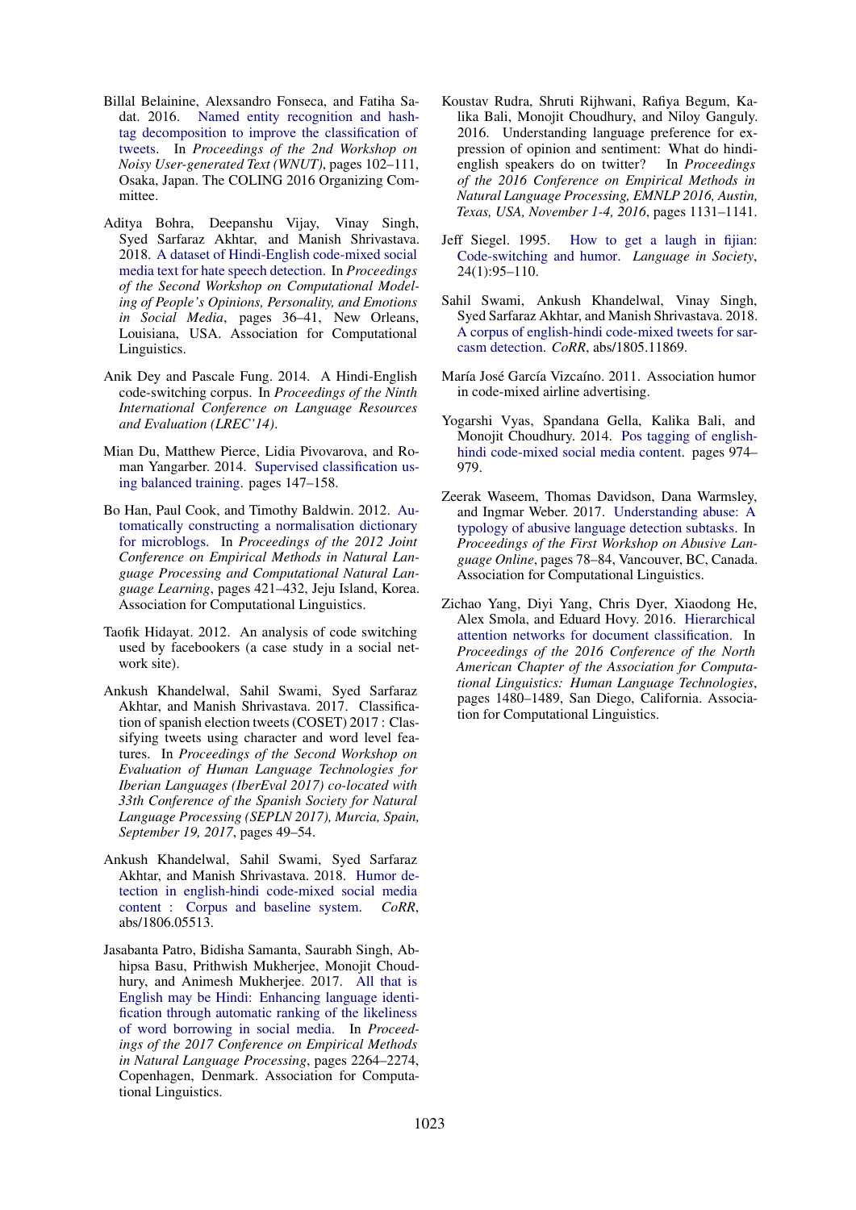Billal Belainine, Alexsandro Fonseca, and Fatiha Sadat. 2016. Named entity recognition and hashtag decomposition to improve the classification of tweets. In *Proceedings of the 2nd Workshop on Noisy User-generated Text (WNUT)*, pages 102–111, Osaka, Japan. The COLING 2016 Organizing Committee.

Aditya Bohra, Deepanshu Vijay, Vinay Singh, Syed Sarfaraz Akhtar, and Manish Shrivastava. 2018. A dataset of Hindi-English code-mixed social media text for hate speech detection. In *Proceedings of the Second Workshop on Computational Modeling of People's Opinions, Personality, and Emotions in Social Media*, pages 36–41, New Orleans, Louisiana, USA. Association for Computational Linguistics.

Anik Dey and Pascale Fung. 2014. A Hindi-English code-switching corpus. In *Proceedings of the Ninth International Conference on Language Resources and Evaluation (LREC'14)*.

Mian Du, Matthew Pierce, Lidia Pivovarova, and Roman Yangarber. 2014. Supervised classification using balanced training. pages 147–158.

Bo Han, Paul Cook, and Timothy Baldwin. 2012. Automatically constructing a normalisation dictionary for microblogs. In *Proceedings of the 2012 Joint Conference on Empirical Methods in Natural Language Processing and Computational Natural Language Learning*, pages 421–432, Jeju Island, Korea. Association for Computational Linguistics.

Taofik Hidayat. 2012. An analysis of code switching used by facebookers (a case study in a social network site).

Ankush Khandelwal, Sahil Swami, Syed Sarfaraz Akhtar, and Manish Shrivastava. 2017. Classification of spanish election tweets (COSET) 2017 : Classifying tweets using character and word level features. In *Proceedings of the Second Workshop on Evaluation of Human Language Technologies for Iberian Languages (IberEval 2017) co-located with 33th Conference of the Spanish Society for Natural Language Processing (SEPLN 2017), Murcia, Spain, September 19, 2017*, pages 49–54.

Ankush Khandelwal, Sahil Swami, Syed Sarfaraz Akhtar, and Manish Shrivastava. 2018. Humor detection in english-hindi code-mixed social media content : Corpus and baseline system. *CoRR*, abs/1806.05513.

Jasabanta Patro, Bidisha Samanta, Saurabh Singh, Abhipsa Basu, Prithwish Mukherjee, Monojit Choudhury, and Animesh Mukherjee. 2017. All that is English may be Hindi: Enhancing language identification through automatic ranking of the likeliness of word borrowing in social media. In *Proceedings of the 2017 Conference on Empirical Methods in Natural Language Processing*, pages 2264–2274, Copenhagen, Denmark. Association for Computational Linguistics.

Koustav Rudra, Shruti Rijhwani, Rafiya Begum, Kalika Bali, Monojit Choudhury, and Niloy Ganguly. 2016. Understanding language preference for expression of opinion and sentiment: What do hindi-english speakers do on twitter? In *Proceedings of the 2016 Conference on Empirical Methods in Natural Language Processing, EMNLP 2016, Austin, Texas, USA, November 1-4, 2016*, pages 1131–1141.

Jeff Siegel. 1995. How to get a laugh in fijian: Code-switching and humor. *Language in Society*, 24(1):95–110.

Sahil Swami, Ankush Khandelwal, Vinay Singh, Syed Sarfaraz Akhtar, and Manish Shrivastava. 2018. A corpus of english-hindi code-mixed tweets for sarcasm detection. *CoRR*, abs/1805.11869.

María José García Vizcaíno. 2011. Association humor in code-mixed airline advertising.

Yogarshi Vyas, Spandana Gella, Kalika Bali, and Monojit Choudhury. 2014. Pos tagging of english-hindi code-mixed social media content. pages 974–979.

Zeerak Waseem, Thomas Davidson, Dana Warmsley, and Ingmar Weber. 2017. Understanding abuse: A typology of abusive language detection subtasks. In *Proceedings of the First Workshop on Abusive Language Online*, pages 78–84, Vancouver, BC, Canada. Association for Computational Linguistics.

Zichao Yang, Diyi Yang, Chris Dyer, Xiaodong He, Alex Smola, and Eduard Hovy. 2016. Hierarchical attention networks for document classification. In *Proceedings of the 2016 Conference of the North American Chapter of the Association for Computational Linguistics: Human Language Technologies*, pages 1480–1489, San Diego, California. Association for Computational Linguistics.